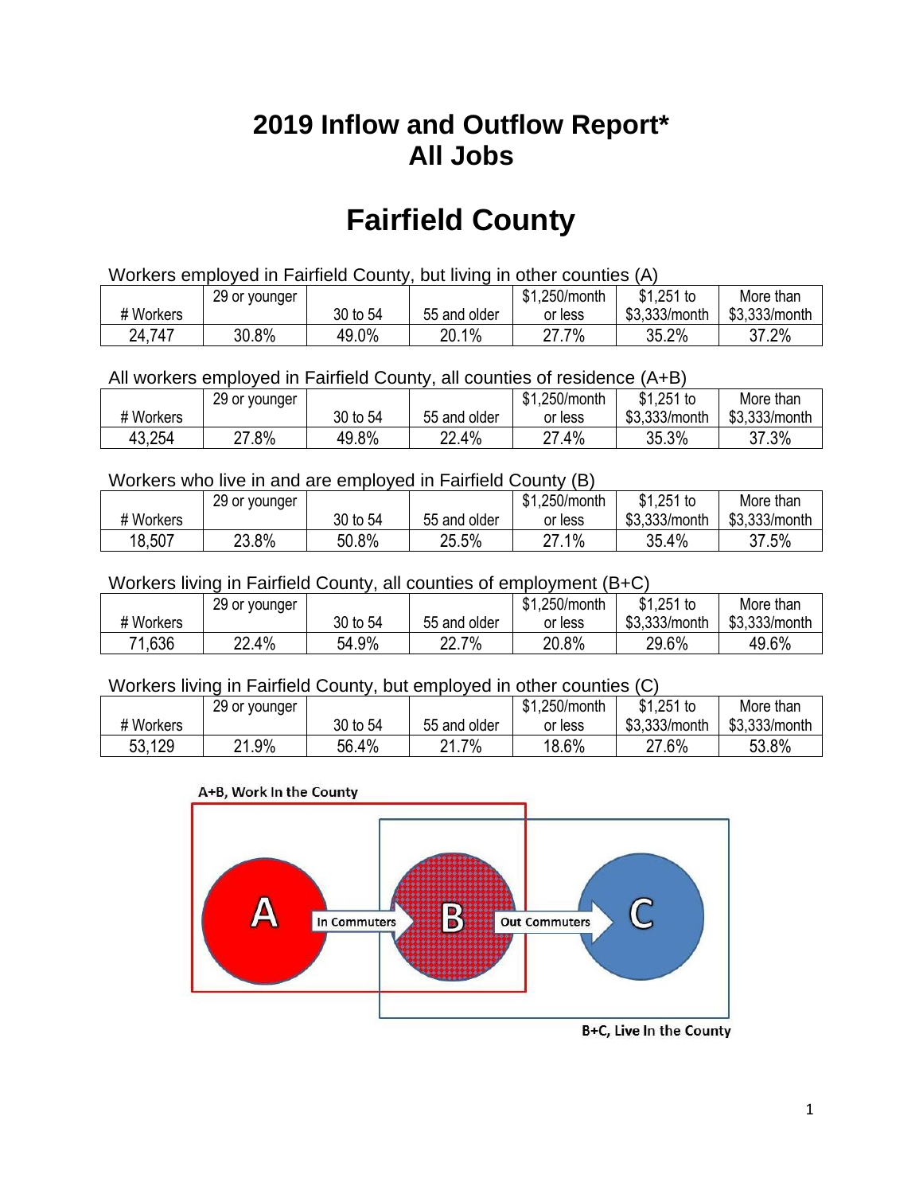# 2019 Inflow and Outflow Report*
# All Jobs

# Fairfield County

Workers employed in Fairfield County, but living in other counties (A)

| # Workers | 29 or younger | 30 to 54 | 55 and older | $1,250/month or less | $1,251 to $3,333/month | More than $3,333/month |
|---|---|---|---|---|---|---|
| 24,747 | 30.8% | 49.0% | 20.1% | 27.7% | 35.2% | 37.2% |

All workers employed in Fairfield County, all counties of residence (A+B)

| # Workers | 29 or younger | 30 to 54 | 55 and older | $1,250/month or less | $1,251 to $3,333/month | More than $3,333/month |
|---|---|---|---|---|---|---|
| 43,254 | 27.8% | 49.8% | 22.4% | 27.4% | 35.3% | 37.3% |

Workers who live in and are employed in Fairfield County (B)

| # Workers | 29 or younger | 30 to 54 | 55 and older | $1,250/month or less | $1,251 to $3,333/month | More than $3,333/month |
|---|---|---|---|---|---|---|
| 18,507 | 23.8% | 50.8% | 25.5% | 27.1% | 35.4% | 37.5% |

Workers living in Fairfield County, all counties of employment (B+C)

| # Workers | 29 or younger | 30 to 54 | 55 and older | $1,250/month or less | $1,251 to $3,333/month | More than $3,333/month |
|---|---|---|---|---|---|---|
| 71,636 | 22.4% | 54.9% | 22.7% | 20.8% | 29.6% | 49.6% |

Workers living in Fairfield County, but employed in other counties (C)

| # Workers | 29 or younger | 30 to 54 | 55 and older | $1,250/month or less | $1,251 to $3,333/month | More than $3,333/month |
|---|---|---|---|---|---|---|
| 53,129 | 21.9% | 56.4% | 21.7% | 18.6% | 27.6% | 53.8% |

A+B, Work In the County

A → In Commuters → B → Out Commuters → C

B+C, Live In the County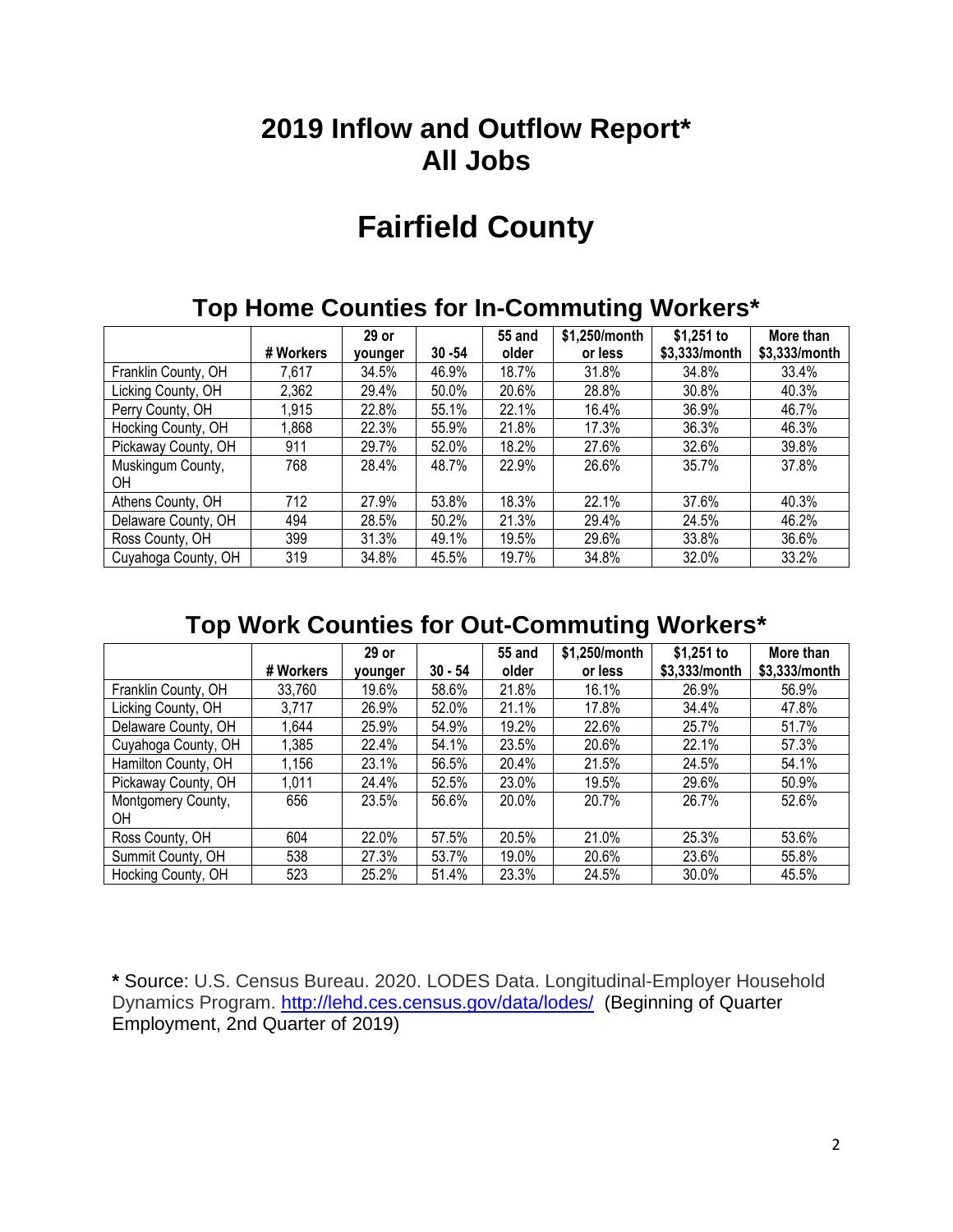# 2019 Inflow and Outflow Report*
# All Jobs

# Fairfield County

## Top Home Counties for In-Commuting Workers*

| | # Workers | 29 or younger | 30 -54 | 55 and older | $1,250/month or less | $1,251 to $3,333/month | More than $3,333/month |
|---|---|---|---|---|---|---|---|
| Franklin County, OH | 7,617 | 34.5% | 46.9% | 18.7% | 31.8% | 34.8% | 33.4% |
| Licking County, OH | 2,362 | 29.4% | 50.0% | 20.6% | 28.8% | 30.8% | 40.3% |
| Perry County, OH | 1,915 | 22.8% | 55.1% | 22.1% | 16.4% | 36.9% | 46.7% |
| Hocking County, OH | 1,868 | 22.3% | 55.9% | 21.8% | 17.3% | 36.3% | 46.3% |
| Pickaway County, OH | 911 | 29.7% | 52.0% | 18.2% | 27.6% | 32.6% | 39.8% |
| Muskingum County, OH | 768 | 28.4% | 48.7% | 22.9% | 26.6% | 35.7% | 37.8% |
| Athens County, OH | 712 | 27.9% | 53.8% | 18.3% | 22.1% | 37.6% | 40.3% |
| Delaware County, OH | 494 | 28.5% | 50.2% | 21.3% | 29.4% | 24.5% | 46.2% |
| Ross County, OH | 399 | 31.3% | 49.1% | 19.5% | 29.6% | 33.8% | 36.6% |
| Cuyahoga County, OH | 319 | 34.8% | 45.5% | 19.7% | 34.8% | 32.0% | 33.2% |

## Top Work Counties for Out-Commuting Workers*

| | # Workers | 29 or younger | 30 - 54 | 55 and older | $1,250/month or less | $1,251 to $3,333/month | More than $3,333/month |
|---|---|---|---|---|---|---|---|
| Franklin County, OH | 33,760 | 19.6% | 58.6% | 21.8% | 16.1% | 26.9% | 56.9% |
| Licking County, OH | 3,717 | 26.9% | 52.0% | 21.1% | 17.8% | 34.4% | 47.8% |
| Delaware County, OH | 1,644 | 25.9% | 54.9% | 19.2% | 22.6% | 25.7% | 51.7% |
| Cuyahoga County, OH | 1,385 | 22.4% | 54.1% | 23.5% | 20.6% | 22.1% | 57.3% |
| Hamilton County, OH | 1,156 | 23.1% | 56.5% | 20.4% | 21.5% | 24.5% | 54.1% |
| Pickaway County, OH | 1,011 | 24.4% | 52.5% | 23.0% | 19.5% | 29.6% | 50.9% |
| Montgomery County, OH | 656 | 23.5% | 56.6% | 20.0% | 20.7% | 26.7% | 52.6% |
| Ross County, OH | 604 | 22.0% | 57.5% | 20.5% | 21.0% | 25.3% | 53.6% |
| Summit County, OH | 538 | 27.3% | 53.7% | 19.0% | 20.6% | 23.6% | 55.8% |
| Hocking County, OH | 523 | 25.2% | 51.4% | 23.3% | 24.5% | 30.0% | 45.5% |

**\*** Source: U.S. Census Bureau. 2020. LODES Data. Longitudinal-Employer Household Dynamics Program. http://lehd.ces.census.gov/data/lodes/ (Beginning of Quarter Employment, 2nd Quarter of 2019)